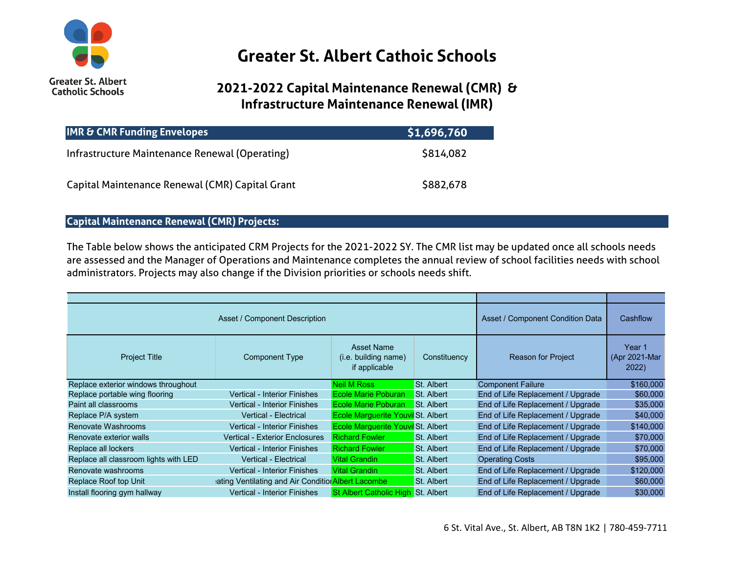# Greater St. Albert Catholic Schools

## 2021-2022 Capital Maintenance Renewal (CMR) & Infrastructure Maintenance Renewal (IMR)

| IMR & CMR Funding Envelopes | $1,696,760 |
|---|---|
| Infrastructure Maintenance Renewal (Operating) | $814,082 |
| Capital Maintenance Renewal (CMR) Capital Grant | $882,678 |

## Capital Maintenance Renewal (CMR) Projects:

The Table below shows the anticipated CRM Projects for the 2021-2022 SY. The CMR list may be updated once all schools needs are assessed and the Manager of Operations and Maintenance completes the annual review of school facilities needs with school administrators. Projects may also change if the Division priorities or schools needs shift.

| Asset / Component Description | | | | Asset / Component Condition Data | Cashflow |
|---|---|---|---|---|---|
| Project Title | Component Type | Asset Name (i.e. building name) if applicable | Constituency | Reason for Project | Year 1 (Apr 2021-Mar 2022) |
| Replace exterior windows throughout | | Neil M Ross | St. Albert | Component Failure | $160,000 |
| Replace portable wing flooring | Vertical - Interior Finishes | Ecole Marie Poburan | St. Albert | End of Life Replacement / Upgrade | $60,000 |
| Paint all classrooms | Vertical - Interior Finishes | Ecole Marie Poburan | St. Albert | End of Life Replacement / Upgrade | $35,000 |
| Replace P/A system | Vertical - Electrical | Ecole Marguerite Youvi | St. Albert | End of Life Replacement / Upgrade | $40,000 |
| Renovate Washrooms | Vertical - Interior Finishes | Ecole Marguerite Youvi | St. Albert | End of Life Replacement / Upgrade | $140,000 |
| Renovate exterior walls | Vertical - Exterior Enclosures | Richard Fowler | St. Albert | End of Life Replacement / Upgrade | $70,000 |
| Replace all lockers | Vertical - Interior Finishes | Richard Fowler | St. Albert | End of Life Replacement / Upgrade | $70,000 |
| Replace all classroom lights with LED | Vertical - Electrical | Vital Grandin | St. Albert | Operating Costs | $95,000 |
| Renovate washrooms | Vertical - Interior Finishes | Vital Grandin | St. Albert | End of Life Replacement / Upgrade | $120,000 |
| Replace Roof top Unit | ating Ventilating and Air Conditior | Albert Lacombe | St. Albert | End of Life Replacement / Upgrade | $60,000 |
| Install flooring gym hallway | Vertical - Interior Finishes | St Albert Catholic High | St. Albert | End of Life Replacement / Upgrade | $30,000 |

6 St. Vital Ave., St. Albert, AB T8N 1K2 | 780-459-7711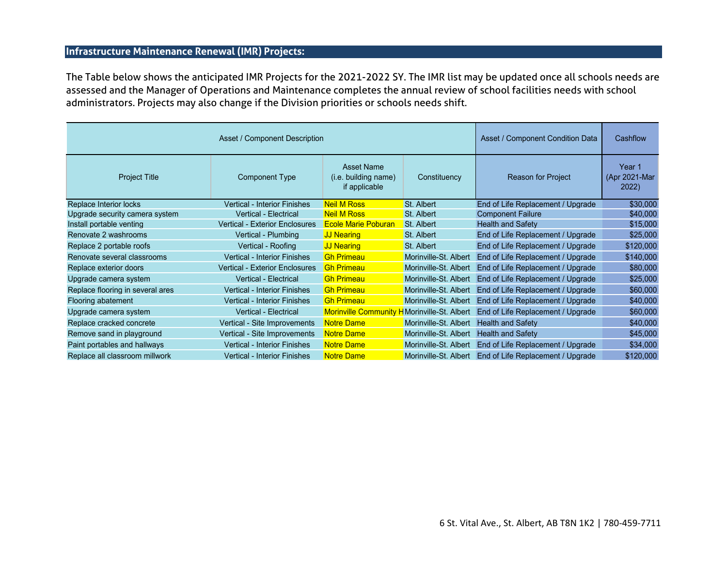## Infrastructure Maintenance Renewal (IMR) Projects:

The Table below shows the anticipated IMR Projects for the 2021-2022 SY. The IMR list may be updated once all schools needs are assessed and the Manager of Operations and Maintenance completes the annual review of school facilities needs with school administrators. Projects may also change if the Division priorities or schools needs shift.

| Asset / Component Description | | | | Asset / Component Condition Data | Cashflow |
|---|---|---|---|---|---|
| Project Title | Component Type | Asset Name (i.e. building name) if applicable | Constituency | Reason for Project | Year 1 (Apr 2021-Mar 2022) |
| Replace Interior locks | Vertical - Interior Finishes | Neil M Ross | St. Albert | End of Life Replacement / Upgrade | $30,000 |
| Upgrade security camera system | Vertical - Electrical | Neil M Ross | St. Albert | Component Failure | $40,000 |
| Install portable venting | Vertical - Exterior Enclosures | Ecole Marie Poburan | St. Albert | Health and Safety | $15,000 |
| Renovate 2 washrooms | Vertical - Plumbing | JJ Nearing | St. Albert | End of Life Replacement / Upgrade | $25,000 |
| Replace 2 portable roofs | Vertical - Roofing | JJ Nearing | St. Albert | End of Life Replacement / Upgrade | $120,000 |
| Renovate several classrooms | Vertical - Interior Finishes | Gh Primeau | Morinville-St. Albert | End of Life Replacement / Upgrade | $140,000 |
| Replace exterior doors | Vertical - Exterior Enclosures | Gh Primeau | Morinville-St. Albert | End of Life Replacement / Upgrade | $80,000 |
| Upgrade camera system | Vertical - Electrical | Gh Primeau | Morinville-St. Albert | End of Life Replacement / Upgrade | $25,000 |
| Replace flooring in several ares | Vertical - Interior Finishes | Gh Primeau | Morinville-St. Albert | End of Life Replacement / Upgrade | $60,000 |
| Flooring abatement | Vertical - Interior Finishes | Gh Primeau | Morinville-St. Albert | End of Life Replacement / Upgrade | $40,000 |
| Upgrade camera system | Vertical - Electrical | Morinville Community H | Morinville-St. Albert | End of Life Replacement / Upgrade | $60,000 |
| Replace cracked concrete | Vertical - Site Improvements | Notre Dame | Morinville-St. Albert | Health and Safety | $40,000 |
| Remove sand in playground | Vertical - Site Improvements | Notre Dame | Morinville-St. Albert | Health and Safety | $45,000 |
| Paint portables and hallways | Vertical - Interior Finishes | Notre Dame | Morinville-St. Albert | End of Life Replacement / Upgrade | $34,000 |
| Replace all classroom millwork | Vertical - Interior Finishes | Notre Dame | Morinville-St. Albert | End of Life Replacement / Upgrade | $120,000 |

6 St. Vital Ave., St. Albert, AB T8N 1K2 | 780-459-7711